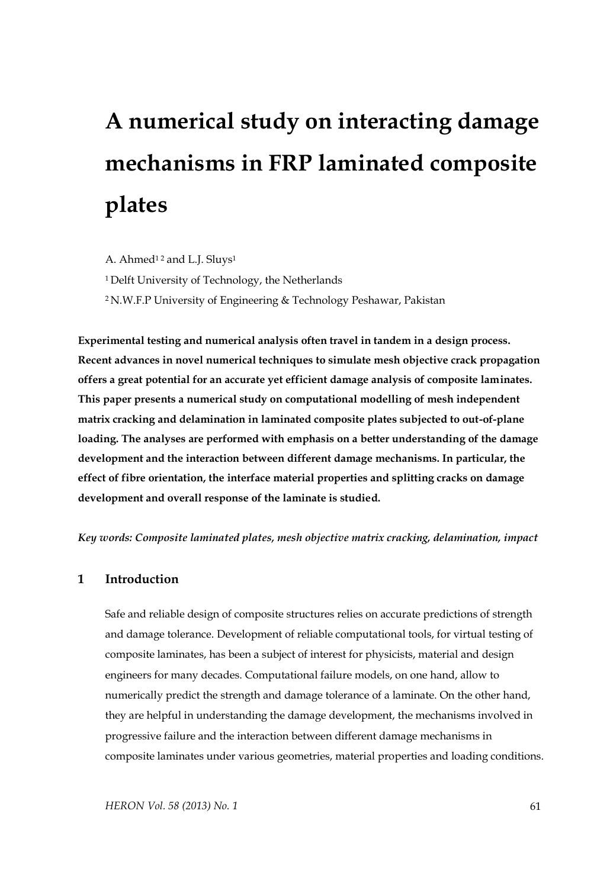# A numerical study on interacting damage mechanisms in FRP laminated composite plates

A. Ahmed[1 2] and L.J. Sluys[1]

[1] Delft University of Technology, the Netherlands

[2] N.W.F.P University of Engineering & Technology Peshawar, Pakistan

**Experimental testing and numerical analysis often travel in tandem in a design process. Recent advances in novel numerical techniques to simulate mesh objective crack propagation offers a great potential for an accurate yet efficient damage analysis of composite laminates. This paper presents a numerical study on computational modelling of mesh independent matrix cracking and delamination in laminated composite plates subjected to out-of-plane loading. The analyses are performed with emphasis on a better understanding of the damage development and the interaction between different damage mechanisms. In particular, the effect of fibre orientation, the interface material properties and splitting cracks on damage development and overall response of the laminate is studied.**

***Key words: Composite laminated plates, mesh objective matrix cracking, delamination, impact***

## 1 Introduction

Safe and reliable design of composite structures relies on accurate predictions of strength and damage tolerance. Development of reliable computational tools, for virtual testing of composite laminates, has been a subject of interest for physicists, material and design engineers for many decades. Computational failure models, on one hand, allow to numerically predict the strength and damage tolerance of a laminate. On the other hand, they are helpful in understanding the damage development, the mechanisms involved in progressive failure and the interaction between different damage mechanisms in composite laminates under various geometries, material properties and loading conditions.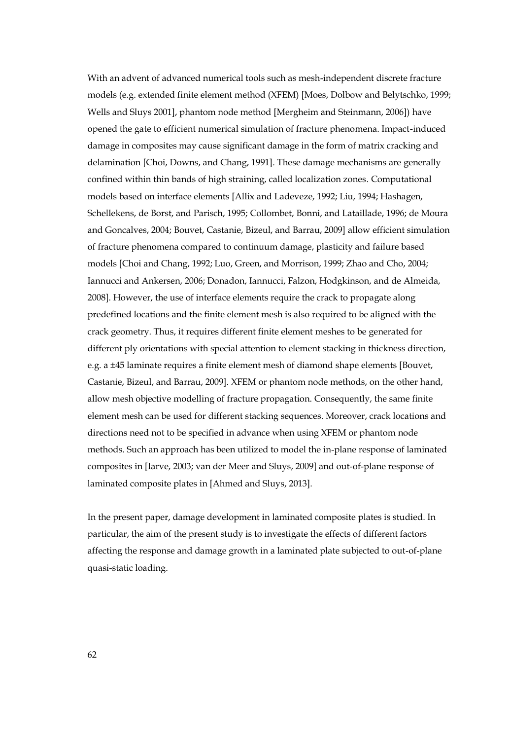With an advent of advanced numerical tools such as mesh-independent discrete fracture models (e.g. extended finite element method (XFEM) [Moes, Dolbow and Belytschko, 1999; Wells and Sluys 2001], phantom node method [Mergheim and Steinmann, 2006]) have opened the gate to efficient numerical simulation of fracture phenomena. Impact-induced damage in composites may cause significant damage in the form of matrix cracking and delamination [Choi, Downs, and Chang, 1991]. These damage mechanisms are generally confined within thin bands of high straining, called localization zones. Computational models based on interface elements [Allix and Ladeveze, 1992; Liu, 1994; Hashagen, Schellekens, de Borst, and Parisch, 1995; Collombet, Bonni, and Lataillade, 1996; de Moura and Goncalves, 2004; Bouvet, Castanie, Bizeul, and Barrau, 2009] allow efficient simulation of fracture phenomena compared to continuum damage, plasticity and failure based models [Choi and Chang, 1992; Luo, Green, and Morrison, 1999; Zhao and Cho, 2004; Iannucci and Ankersen, 2006; Donadon, Iannucci, Falzon, Hodgkinson, and de Almeida, 2008]. However, the use of interface elements require the crack to propagate along predefined locations and the finite element mesh is also required to be aligned with the crack geometry. Thus, it requires different finite element meshes to be generated for different ply orientations with special attention to element stacking in thickness direction, e.g. a ±45 laminate requires a finite element mesh of diamond shape elements [Bouvet, Castanie, Bizeul, and Barrau, 2009]. XFEM or phantom node methods, on the other hand, allow mesh objective modelling of fracture propagation. Consequently, the same finite element mesh can be used for different stacking sequences. Moreover, crack locations and directions need not to be specified in advance when using XFEM or phantom node methods. Such an approach has been utilized to model the in-plane response of laminated composites in [Iarve, 2003; van der Meer and Sluys, 2009] and out-of-plane response of laminated composite plates in [Ahmed and Sluys, 2013].

In the present paper, damage development in laminated composite plates is studied. In particular, the aim of the present study is to investigate the effects of different factors affecting the response and damage growth in a laminated plate subjected to out-of-plane quasi-static loading.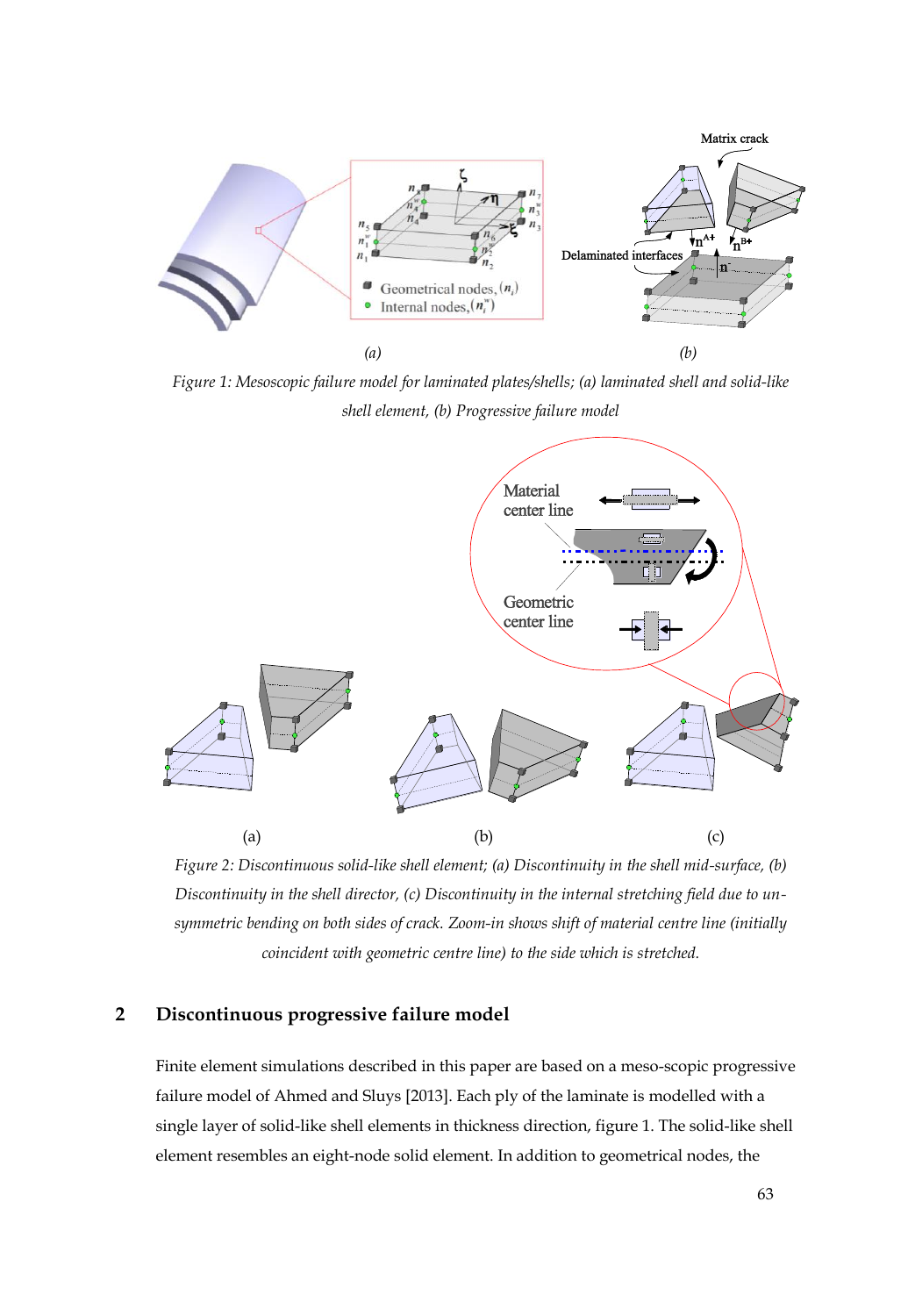*Figure 1: Mesoscopic failure model for laminated plates/shells; (a) laminated shell and solid-like shell element, (b) Progressive failure model*

*Figure 2: Discontinuous solid-like shell element; (a) Discontinuity in the shell mid-surface, (b) Discontinuity in the shell director, (c) Discontinuity in the internal stretching field due to un-symmetric bending on both sides of crack. Zoom-in shows shift of material centre line (initially coincident with geometric centre line) to the side which is stretched.*

## 2 Discontinuous progressive failure model

Finite element simulations described in this paper are based on a meso-scopic progressive failure model of Ahmed and Sluys [2013]. Each ply of the laminate is modelled with a single layer of solid-like shell elements in thickness direction, figure 1. The solid-like shell element resembles an eight-node solid element. In addition to geometrical nodes, the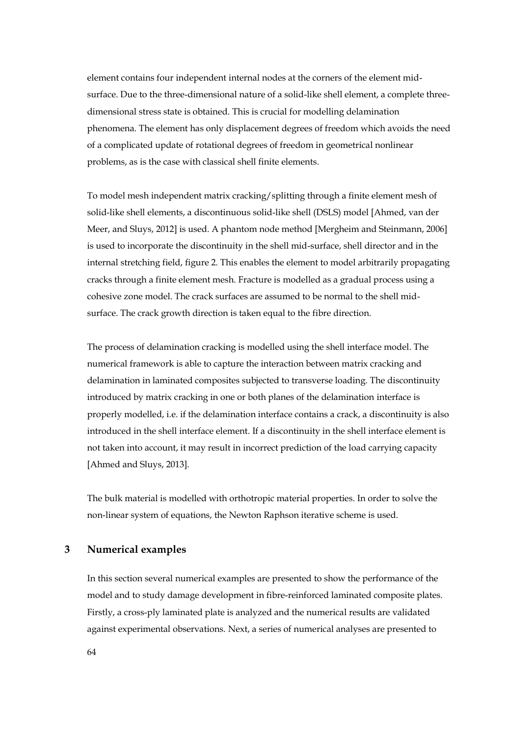element contains four independent internal nodes at the corners of the element mid-surface. Due to the three-dimensional nature of a solid-like shell element, a complete three-dimensional stress state is obtained. This is crucial for modelling delamination phenomena. The element has only displacement degrees of freedom which avoids the need of a complicated update of rotational degrees of freedom in geometrical nonlinear problems, as is the case with classical shell finite elements.

To model mesh independent matrix cracking/splitting through a finite element mesh of solid-like shell elements, a discontinuous solid-like shell (DSLS) model [Ahmed, van der Meer, and Sluys, 2012] is used. A phantom node method [Mergheim and Steinmann, 2006] is used to incorporate the discontinuity in the shell mid-surface, shell director and in the internal stretching field, figure 2. This enables the element to model arbitrarily propagating cracks through a finite element mesh. Fracture is modelled as a gradual process using a cohesive zone model. The crack surfaces are assumed to be normal to the shell mid-surface. The crack growth direction is taken equal to the fibre direction.

The process of delamination cracking is modelled using the shell interface model. The numerical framework is able to capture the interaction between matrix cracking and delamination in laminated composites subjected to transverse loading. The discontinuity introduced by matrix cracking in one or both planes of the delamination interface is properly modelled, i.e. if the delamination interface contains a crack, a discontinuity is also introduced in the shell interface element. If a discontinuity in the shell interface element is not taken into account, it may result in incorrect prediction of the load carrying capacity [Ahmed and Sluys, 2013].

The bulk material is modelled with orthotropic material properties. In order to solve the non-linear system of equations, the Newton Raphson iterative scheme is used.

## 3 Numerical examples

In this section several numerical examples are presented to show the performance of the model and to study damage development in fibre-reinforced laminated composite plates. Firstly, a cross-ply laminated plate is analyzed and the numerical results are validated against experimental observations. Next, a series of numerical analyses are presented to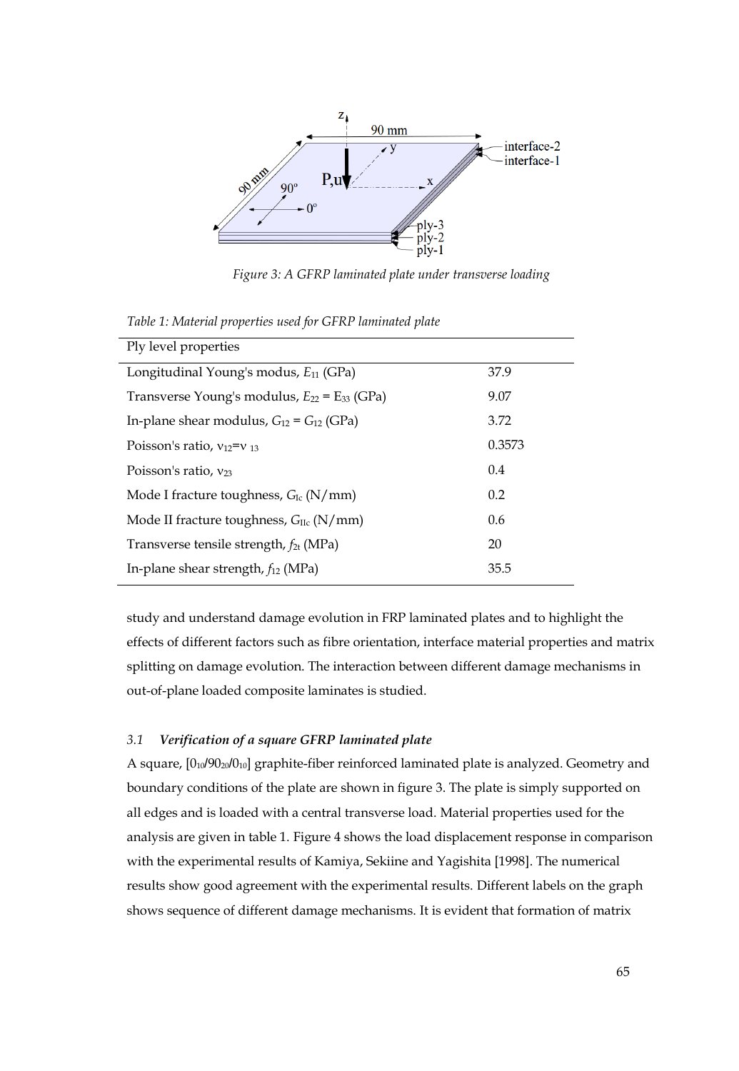*Figure 3: A GFRP laminated plate under transverse loading*

*Table 1: Material properties used for GFRP laminated plate*

| Ply level properties | |
|---|---|
| Longitudinal Young's modus, $E_{11}$ (GPa) | 37.9 |
| Transverse Young's modulus, $E_{22}$ = $E_{33}$ (GPa) | 9.07 |
| In-plane shear modulus, $G_{12}$ = $G_{12}$ (GPa) | 3.72 |
| Poisson's ratio, $\nu_{12}$=$\nu_{13}$ | 0.3573 |
| Poisson's ratio, $\nu_{23}$ | 0.4 |
| Mode I fracture toughness, $G_{Ic}$ (N/mm) | 0.2 |
| Mode II fracture toughness, $G_{IIc}$ (N/mm) | 0.6 |
| Transverse tensile strength, $f_{2t}$ (MPa) | 20 |
| In-plane shear strength, $f_{12}$ (MPa) | 35.5 |

study and understand damage evolution in FRP laminated plates and to highlight the effects of different factors such as fibre orientation, interface material properties and matrix splitting on damage evolution. The interaction between different damage mechanisms in out-of-plane loaded composite laminates is studied.

### 3.1 *Verification of a square GFRP laminated plate*

A square, [$0_{10}$/$90_{20}$/$0_{10}$] graphite-fiber reinforced laminated plate is analyzed. Geometry and boundary conditions of the plate are shown in figure 3. The plate is simply supported on all edges and is loaded with a central transverse load. Material properties used for the analysis are given in table 1. Figure 4 shows the load displacement response in comparison with the experimental results of Kamiya, Sekiine and Yagishita [1998]. The numerical results show good agreement with the experimental results. Different labels on the graph shows sequence of different damage mechanisms. It is evident that formation of matrix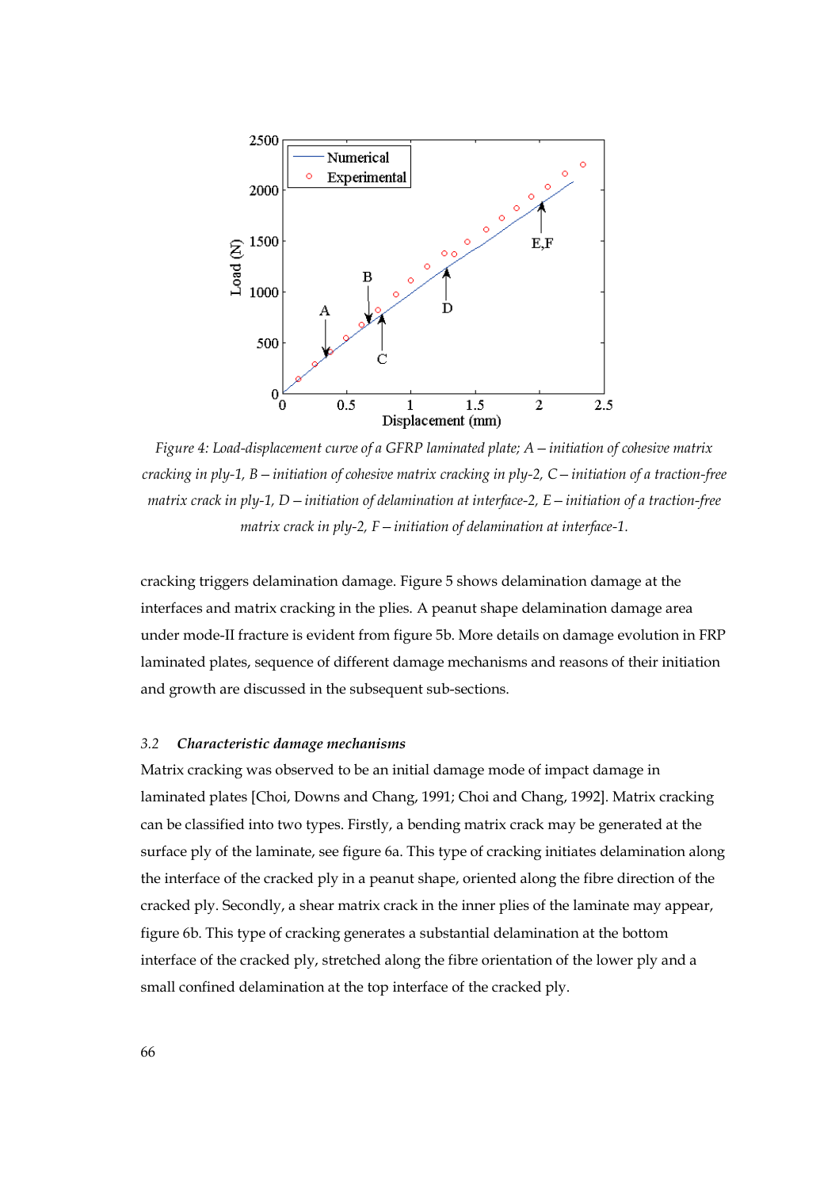*Figure 4: Load-displacement curve of a GFRP laminated plate; A – initiation of cohesive matrix cracking in ply-1, B – initiation of cohesive matrix cracking in ply-2, C – initiation of a traction-free matrix crack in ply-1, D – initiation of delamination at interface-2, E – initiation of a traction-free matrix crack in ply-2, F – initiation of delamination at interface-1.*

cracking triggers delamination damage. Figure 5 shows delamination damage at the interfaces and matrix cracking in the plies. A peanut shape delamination damage area under mode-II fracture is evident from figure 5b. More details on damage evolution in FRP laminated plates, sequence of different damage mechanisms and reasons of their initiation and growth are discussed in the subsequent sub-sections.

### 3.2 *Characteristic damage mechanisms*

Matrix cracking was observed to be an initial damage mode of impact damage in laminated plates [Choi, Downs and Chang, 1991; Choi and Chang, 1992]. Matrix cracking can be classified into two types. Firstly, a bending matrix crack may be generated at the surface ply of the laminate, see figure 6a. This type of cracking initiates delamination along the interface of the cracked ply in a peanut shape, oriented along the fibre direction of the cracked ply. Secondly, a shear matrix crack in the inner plies of the laminate may appear, figure 6b. This type of cracking generates a substantial delamination at the bottom interface of the cracked ply, stretched along the fibre orientation of the lower ply and a small confined delamination at the top interface of the cracked ply.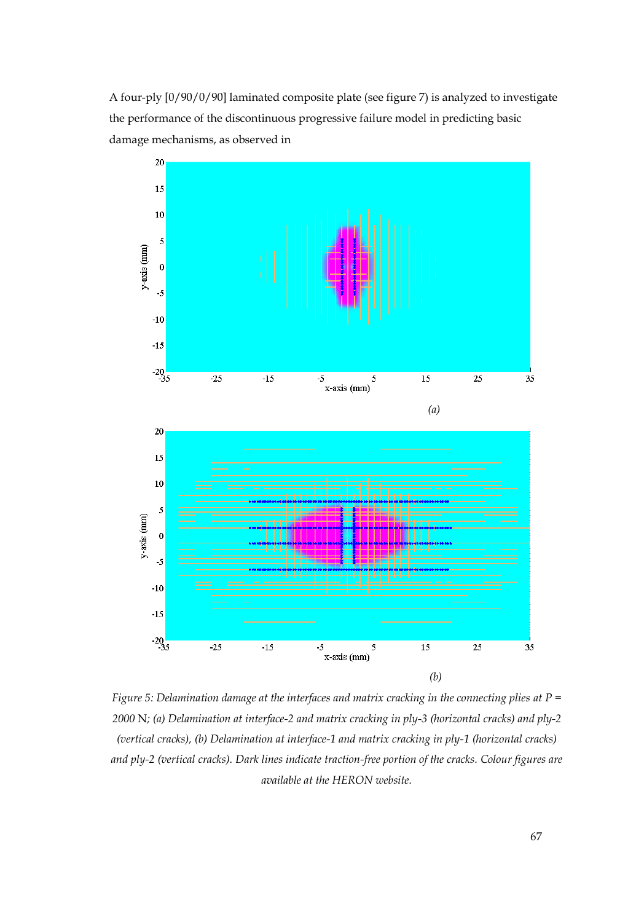A four-ply [0/90/0/90] laminated composite plate (see figure 7) is analyzed to investigate the performance of the discontinuous progressive failure model in predicting basic damage mechanisms, as observed in

*(a)*

*(b)*

*Figure 5: Delamination damage at the interfaces and matrix cracking in the connecting plies at P = 2000 N; (a) Delamination at interface-2 and matrix cracking in ply-3 (horizontal cracks) and ply-2 (vertical cracks), (b) Delamination at interface-1 and matrix cracking in ply-1 (horizontal cracks) and ply-2 (vertical cracks). Dark lines indicate traction-free portion of the cracks. Colour figures are available at the HERON website.*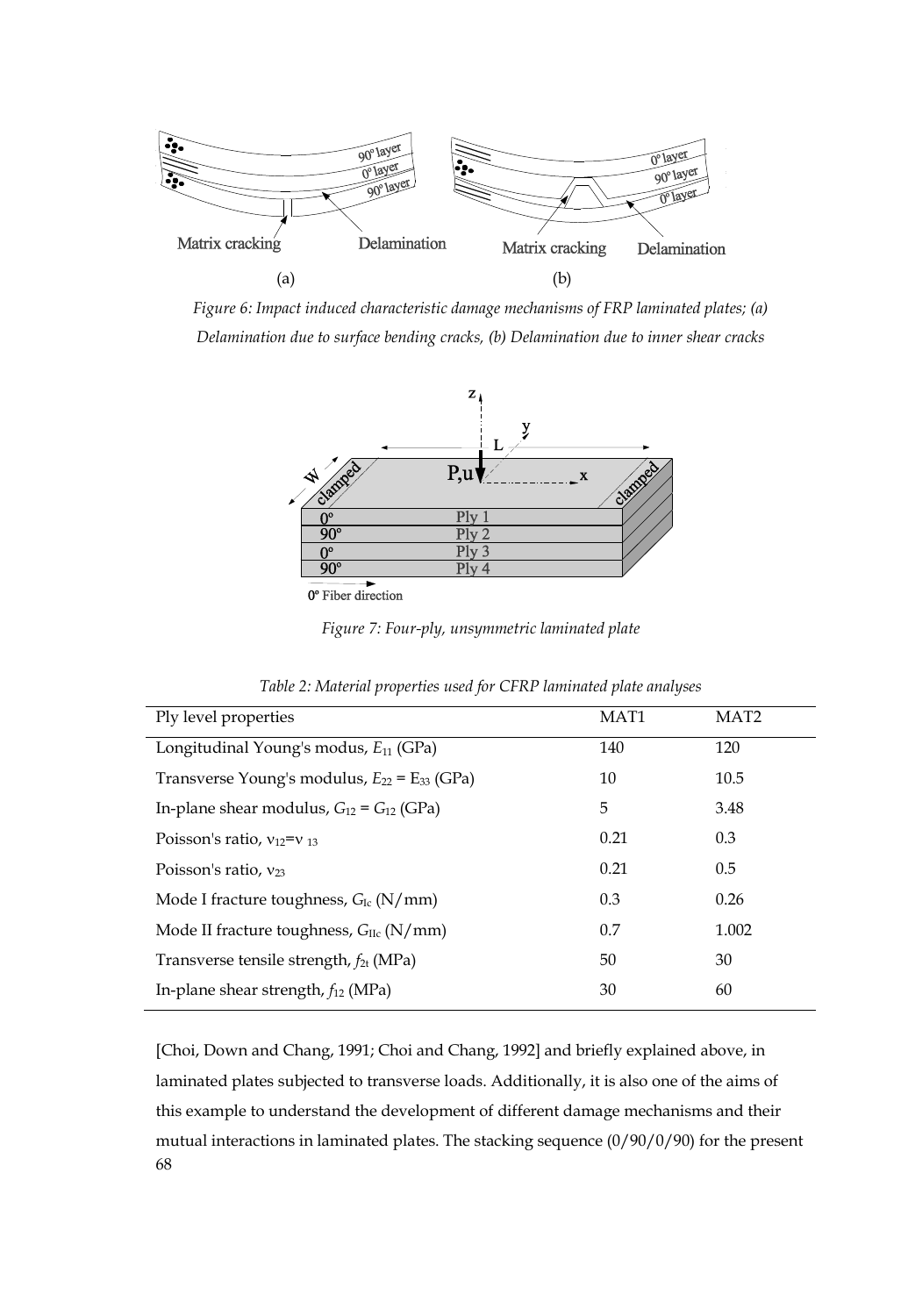*Figure 6: Impact induced characteristic damage mechanisms of FRP laminated plates; (a) Delamination due to surface bending cracks, (b) Delamination due to inner shear cracks*

*Figure 7: Four-ply, unsymmetric laminated plate*

*Table 2: Material properties used for CFRP laminated plate analyses*

| Ply level properties | MAT1 | MAT2 |
|---|---|---|
| Longitudinal Young's modus, $E_{11}$ (GPa) | 140 | 120 |
| Transverse Young's modulus, $E_{22}$ = $E_{33}$ (GPa) | 10 | 10.5 |
| In-plane shear modulus, $G_{12}$ = $G_{12}$ (GPa) | 5 | 3.48 |
| Poisson's ratio, $\nu_{12}$=$\nu_{13}$ | 0.21 | 0.3 |
| Poisson's ratio, $\nu_{23}$ | 0.21 | 0.5 |
| Mode I fracture toughness, $G_{Ic}$ (N/mm) | 0.3 | 0.26 |
| Mode II fracture toughness, $G_{IIc}$ (N/mm) | 0.7 | 1.002 |
| Transverse tensile strength, $f_{2t}$ (MPa) | 50 | 30 |
| In-plane shear strength, $f_{12}$ (MPa) | 30 | 60 |

[Choi, Down and Chang, 1991; Choi and Chang, 1992] and briefly explained above, in laminated plates subjected to transverse loads. Additionally, it is also one of the aims of this example to understand the development of different damage mechanisms and their mutual interactions in laminated plates. The stacking sequence (0/90/0/90) for the present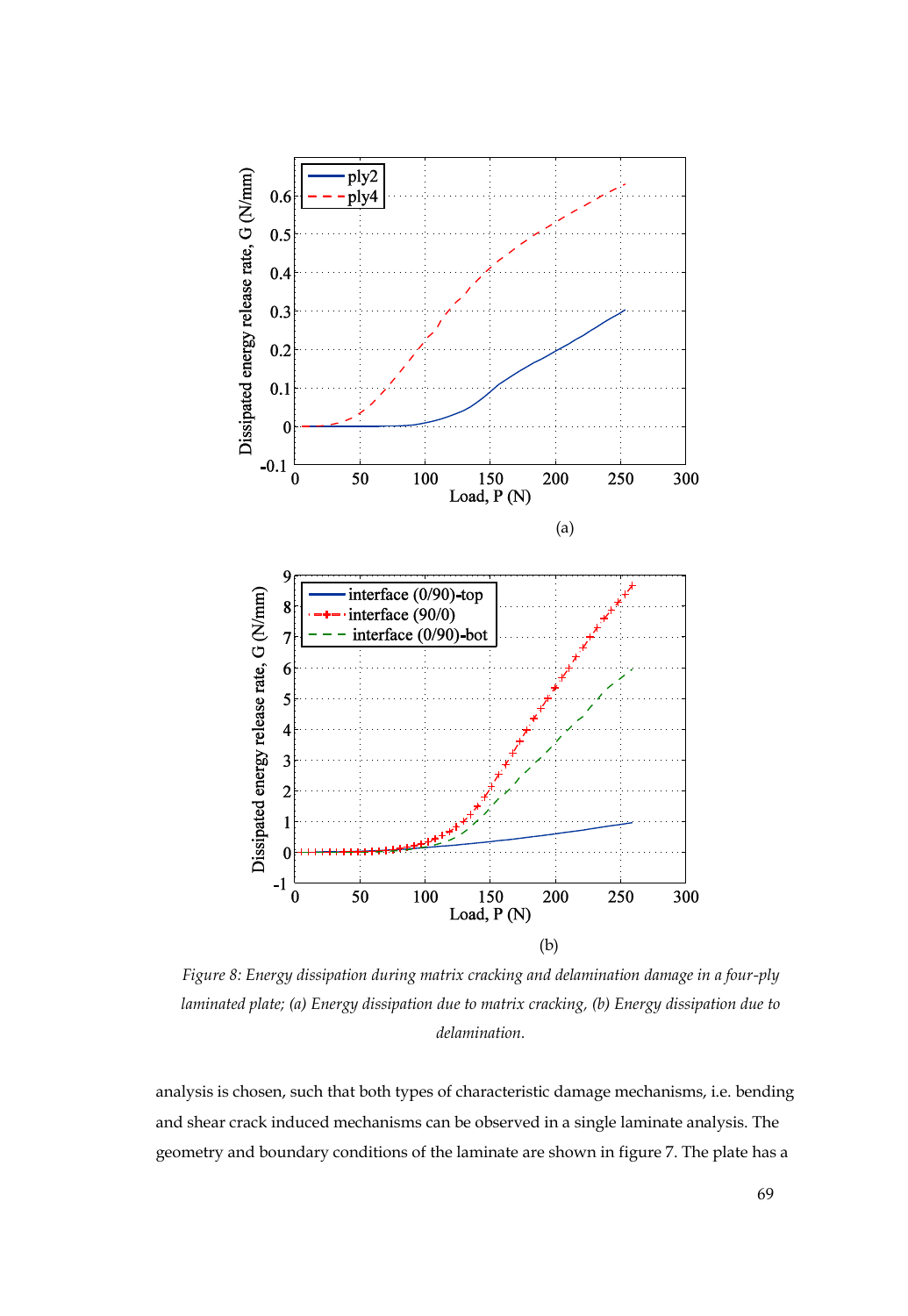*Figure 8: Energy dissipation during matrix cracking and delamination damage in a four-ply laminated plate; (a) Energy dissipation due to matrix cracking, (b) Energy dissipation due to delamination.*

analysis is chosen, such that both types of characteristic damage mechanisms, i.e. bending and shear crack induced mechanisms can be observed in a single laminate analysis. The geometry and boundary conditions of the laminate are shown in figure 7. The plate has a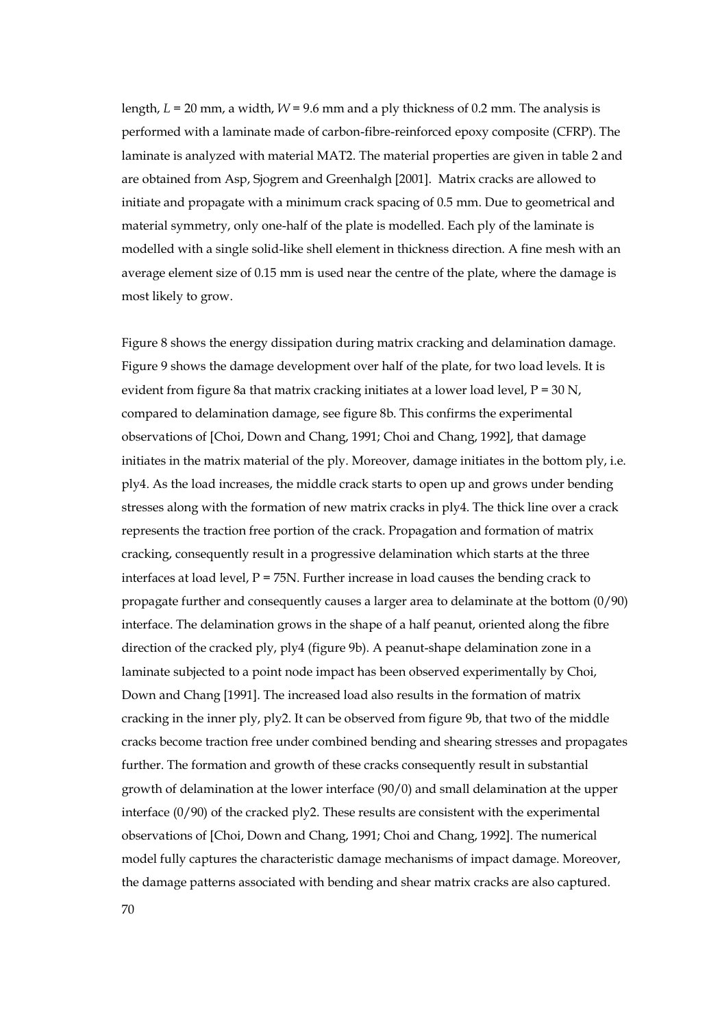length, $L$ = 20 mm, a width, $W$ = 9.6 mm and a ply thickness of 0.2 mm. The analysis is performed with a laminate made of carbon-fibre-reinforced epoxy composite (CFRP). The laminate is analyzed with material MAT2. The material properties are given in table 2 and are obtained from Asp, Sjogrem and Greenhalgh [2001]. Matrix cracks are allowed to initiate and propagate with a minimum crack spacing of 0.5 mm. Due to geometrical and material symmetry, only one-half of the plate is modelled. Each ply of the laminate is modelled with a single solid-like shell element in thickness direction. A fine mesh with an average element size of 0.15 mm is used near the centre of the plate, where the damage is most likely to grow.

Figure 8 shows the energy dissipation during matrix cracking and delamination damage. Figure 9 shows the damage development over half of the plate, for two load levels. It is evident from figure 8a that matrix cracking initiates at a lower load level, P = 30 N, compared to delamination damage, see figure 8b. This confirms the experimental observations of [Choi, Down and Chang, 1991; Choi and Chang, 1992], that damage initiates in the matrix material of the ply. Moreover, damage initiates in the bottom ply, i.e. ply4. As the load increases, the middle crack starts to open up and grows under bending stresses along with the formation of new matrix cracks in ply4. The thick line over a crack represents the traction free portion of the crack. Propagation and formation of matrix cracking, consequently result in a progressive delamination which starts at the three interfaces at load level, P = 75N. Further increase in load causes the bending crack to propagate further and consequently causes a larger area to delaminate at the bottom (0/90) interface. The delamination grows in the shape of a half peanut, oriented along the fibre direction of the cracked ply, ply4 (figure 9b). A peanut-shape delamination zone in a laminate subjected to a point node impact has been observed experimentally by Choi, Down and Chang [1991]. The increased load also results in the formation of matrix cracking in the inner ply, ply2. It can be observed from figure 9b, that two of the middle cracks become traction free under combined bending and shearing stresses and propagates further. The formation and growth of these cracks consequently result in substantial growth of delamination at the lower interface (90/0) and small delamination at the upper interface (0/90) of the cracked ply2. These results are consistent with the experimental observations of [Choi, Down and Chang, 1991; Choi and Chang, 1992]. The numerical model fully captures the characteristic damage mechanisms of impact damage. Moreover, the damage patterns associated with bending and shear matrix cracks are also captured.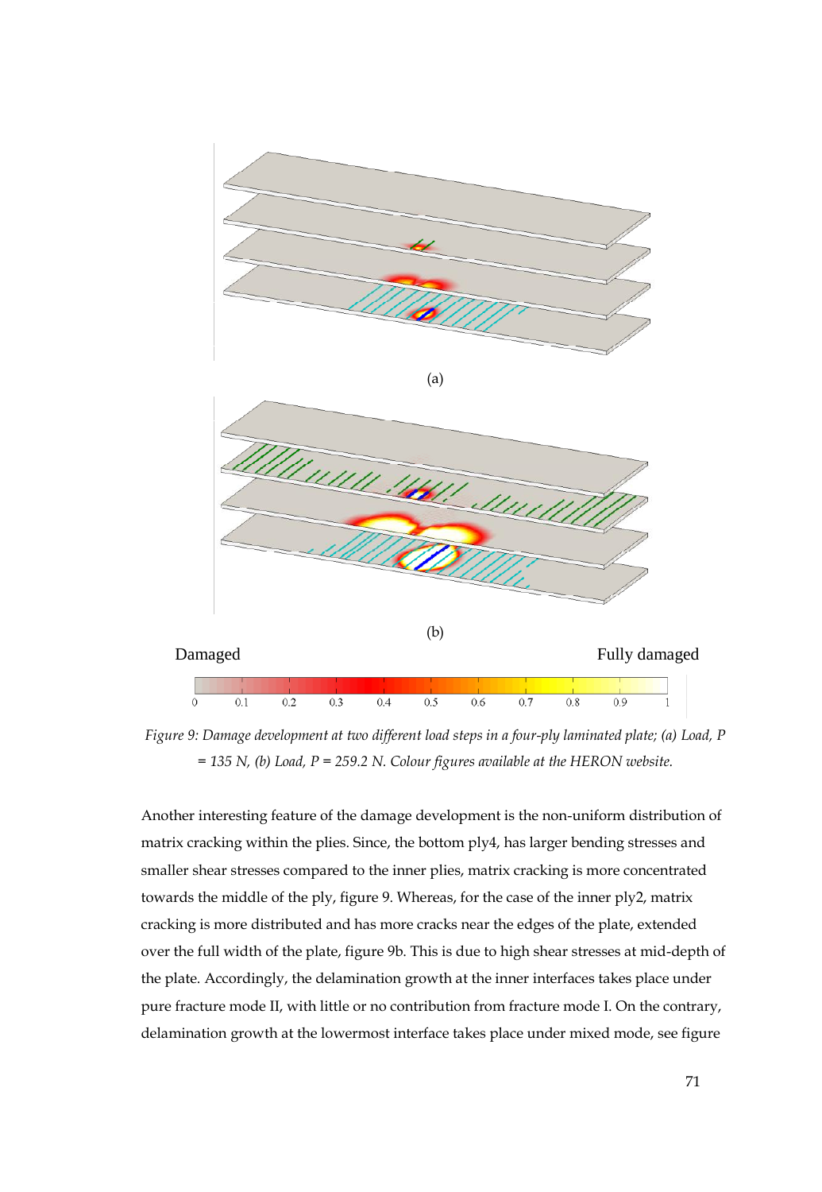(a)

(b)

Damaged Fully damaged

0 0.1 0.2 0.3 0.4 0.5 0.6 0.7 0.8 0.9 1

*Figure 9: Damage development at two different load steps in a four-ply laminated plate; (a) Load, P = 135 N, (b) Load, P = 259.2 N. Colour figures available at the HERON website.*

Another interesting feature of the damage development is the non-uniform distribution of matrix cracking within the plies. Since, the bottom ply4, has larger bending stresses and smaller shear stresses compared to the inner plies, matrix cracking is more concentrated towards the middle of the ply, figure 9. Whereas, for the case of the inner ply2, matrix cracking is more distributed and has more cracks near the edges of the plate, extended over the full width of the plate, figure 9b. This is due to high shear stresses at mid-depth of the plate. Accordingly, the delamination growth at the inner interfaces takes place under pure fracture mode II, with little or no contribution from fracture mode I. On the contrary, delamination growth at the lowermost interface takes place under mixed mode, see figure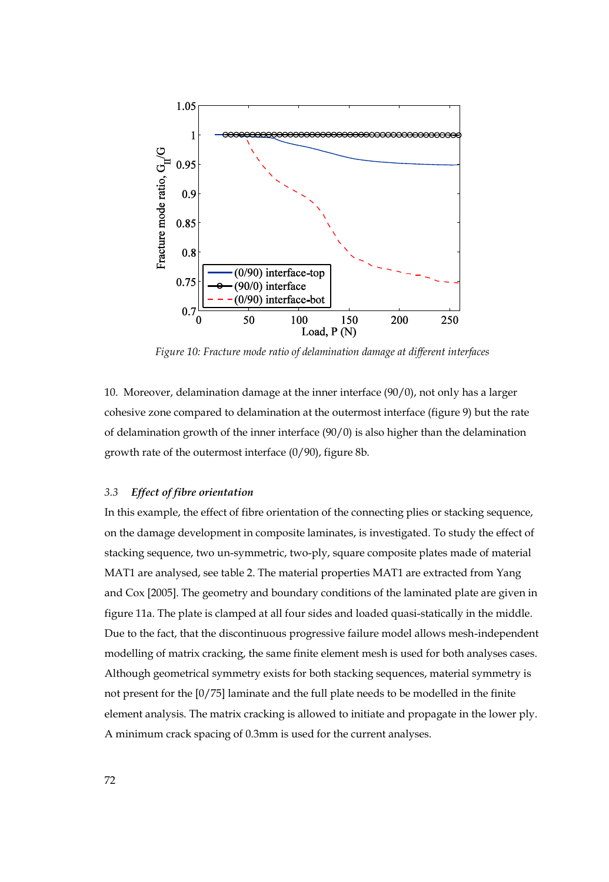Figure 10: Fracture mode ratio of delamination damage at different interfaces

10. Moreover, delamination damage at the inner interface (90/0), not only has a larger cohesive zone compared to delamination at the outermost interface (figure 9) but the rate of delamination growth of the inner interface (90/0) is also higher than the delamination growth rate of the outermost interface (0/90), figure 8b.

### 3.3 *Effect of fibre orientation*

In this example, the effect of fibre orientation of the connecting plies or stacking sequence, on the damage development in composite laminates, is investigated. To study the effect of stacking sequence, two un-symmetric, two-ply, square composite plates made of material MAT1 are analysed, see table 2. The material properties MAT1 are extracted from Yang and Cox [2005]. The geometry and boundary conditions of the laminated plate are given in figure 11a. The plate is clamped at all four sides and loaded quasi-statically in the middle. Due to the fact, that the discontinuous progressive failure model allows mesh-independent modelling of matrix cracking, the same finite element mesh is used for both analyses cases. Although geometrical symmetry exists for both stacking sequences, material symmetry is not present for the [0/75] laminate and the full plate needs to be modelled in the finite element analysis. The matrix cracking is allowed to initiate and propagate in the lower ply. A minimum crack spacing of 0.3mm is used for the current analyses.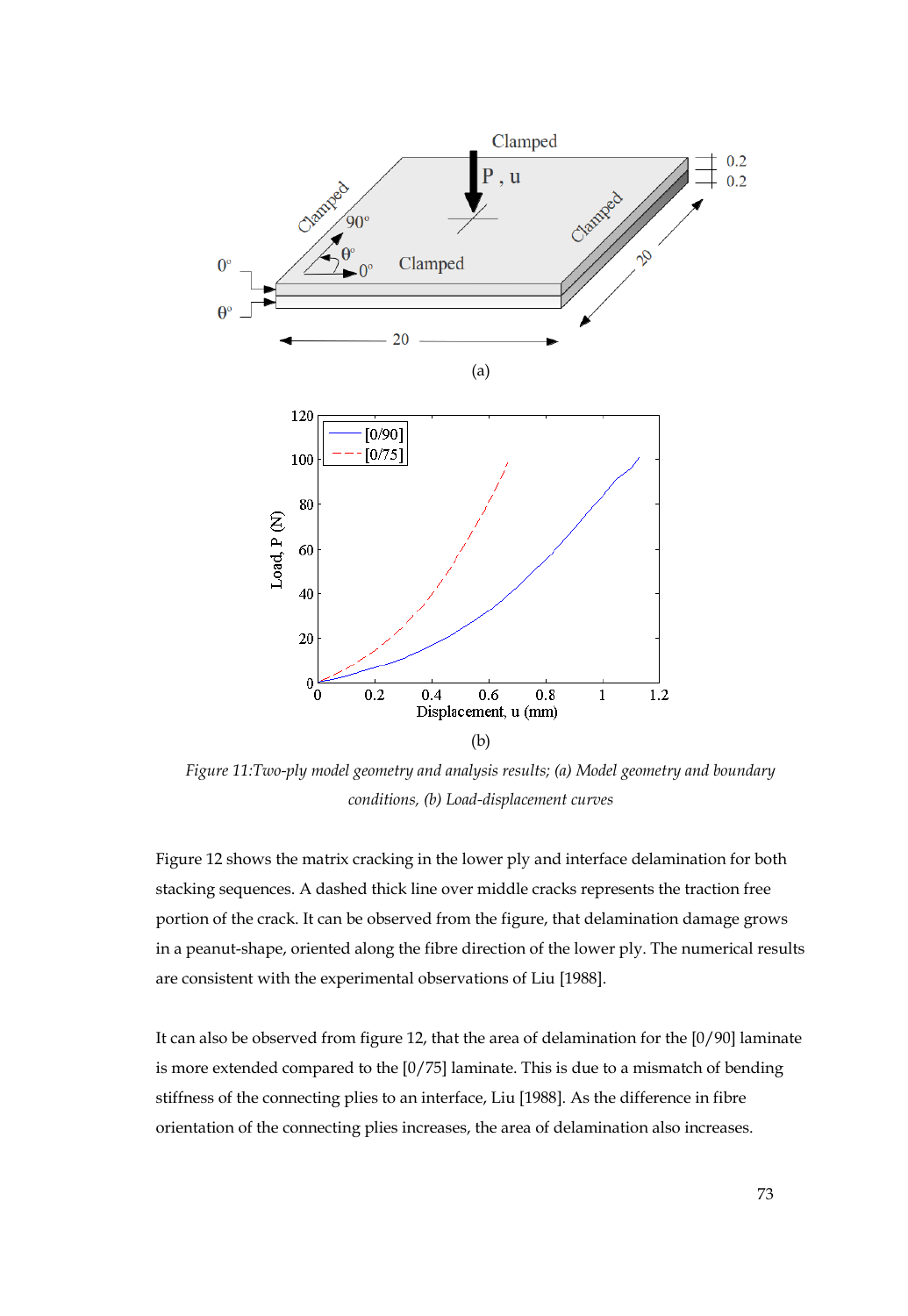Figure 11:Two-ply model geometry and analysis results; (a) Model geometry and boundary conditions, (b) Load-displacement curves

Figure 12 shows the matrix cracking in the lower ply and interface delamination for both stacking sequences. A dashed thick line over middle cracks represents the traction free portion of the crack. It can be observed from the figure, that delamination damage grows in a peanut-shape, oriented along the fibre direction of the lower ply. The numerical results are consistent with the experimental observations of Liu [1988].

It can also be observed from figure 12, that the area of delamination for the [0/90] laminate is more extended compared to the [0/75] laminate. This is due to a mismatch of bending stiffness of the connecting plies to an interface, Liu [1988]. As the difference in fibre orientation of the connecting plies increases, the area of delamination also increases.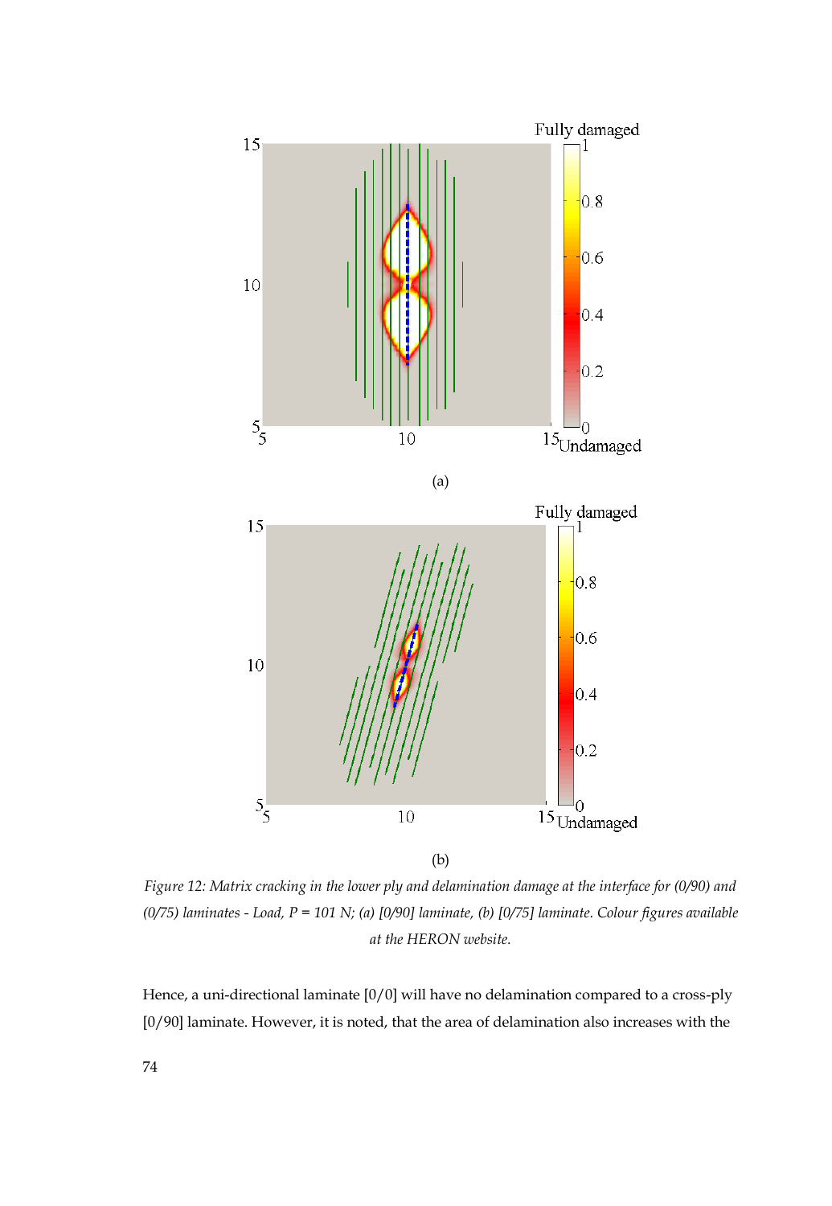(a)

(b)

*Figure 12: Matrix cracking in the lower ply and delamination damage at the interface for (0/90) and (0/75) laminates - Load, P = 101 N; (a) [0/90] laminate, (b) [0/75] laminate. Colour figures available at the HERON website.*

Hence, a uni-directional laminate [0/0] will have no delamination compared to a cross-ply [0/90] laminate. However, it is noted, that the area of delamination also increases with the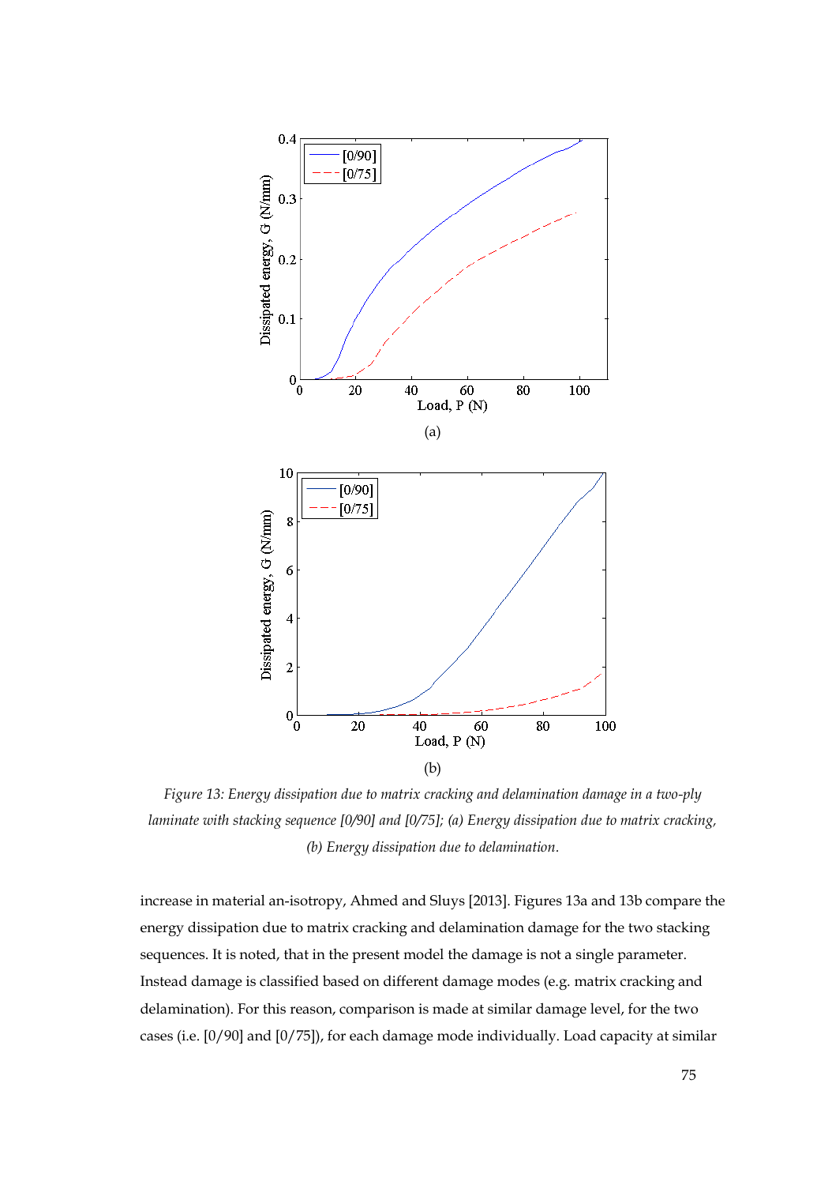(a)

(b)

*Figure 13: Energy dissipation due to matrix cracking and delamination damage in a two-ply laminate with stacking sequence [0/90] and [0/75]; (a) Energy dissipation due to matrix cracking, (b) Energy dissipation due to delamination.*

increase in material an-isotropy, Ahmed and Sluys [2013]. Figures 13a and 13b compare the energy dissipation due to matrix cracking and delamination damage for the two stacking sequences. It is noted, that in the present model the damage is not a single parameter. Instead damage is classified based on different damage modes (e.g. matrix cracking and delamination). For this reason, comparison is made at similar damage level, for the two cases (i.e. [0/90] and [0/75]), for each damage mode individually. Load capacity at similar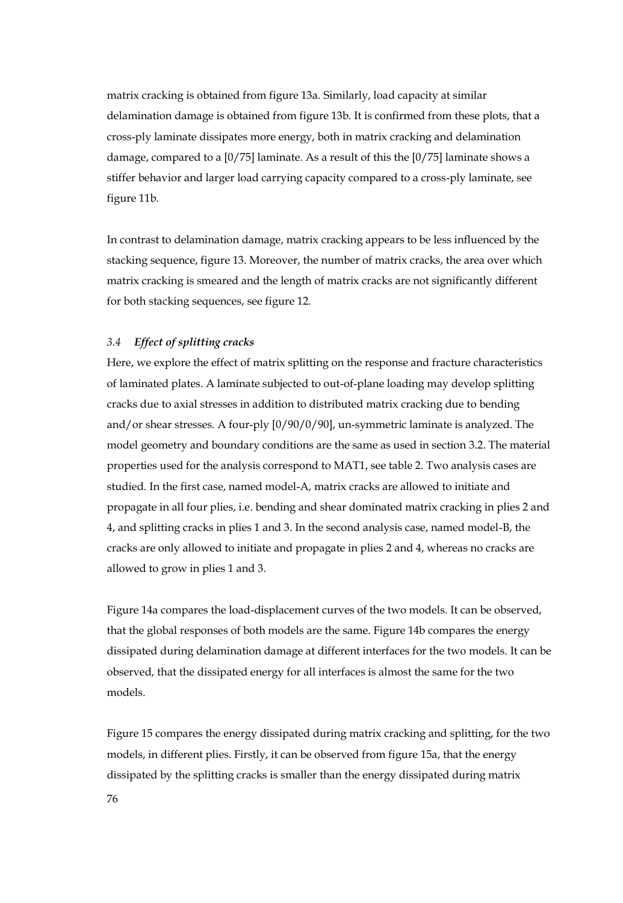matrix cracking is obtained from figure 13a. Similarly, load capacity at similar delamination damage is obtained from figure 13b. It is confirmed from these plots, that a cross-ply laminate dissipates more energy, both in matrix cracking and delamination damage, compared to a [0/75] laminate. As a result of this the [0/75] laminate shows a stiffer behavior and larger load carrying capacity compared to a cross-ply laminate, see figure 11b.

In contrast to delamination damage, matrix cracking appears to be less influenced by the stacking sequence, figure 13. Moreover, the number of matrix cracks, the area over which matrix cracking is smeared and the length of matrix cracks are not significantly different for both stacking sequences, see figure 12.

### *3.4 Effect of splitting cracks*

Here, we explore the effect of matrix splitting on the response and fracture characteristics of laminated plates. A laminate subjected to out-of-plane loading may develop splitting cracks due to axial stresses in addition to distributed matrix cracking due to bending and/or shear stresses. A four-ply [0/90/0/90], un-symmetric laminate is analyzed. The model geometry and boundary conditions are the same as used in section 3.2. The material properties used for the analysis correspond to MAT1, see table 2. Two analysis cases are studied. In the first case, named model-A, matrix cracks are allowed to initiate and propagate in all four plies, i.e. bending and shear dominated matrix cracking in plies 2 and 4, and splitting cracks in plies 1 and 3. In the second analysis case, named model-B, the cracks are only allowed to initiate and propagate in plies 2 and 4, whereas no cracks are allowed to grow in plies 1 and 3.

Figure 14a compares the load-displacement curves of the two models. It can be observed, that the global responses of both models are the same. Figure 14b compares the energy dissipated during delamination damage at different interfaces for the two models. It can be observed, that the dissipated energy for all interfaces is almost the same for the two models.

Figure 15 compares the energy dissipated during matrix cracking and splitting, for the two models, in different plies. Firstly, it can be observed from figure 15a, that the energy dissipated by the splitting cracks is smaller than the energy dissipated during matrix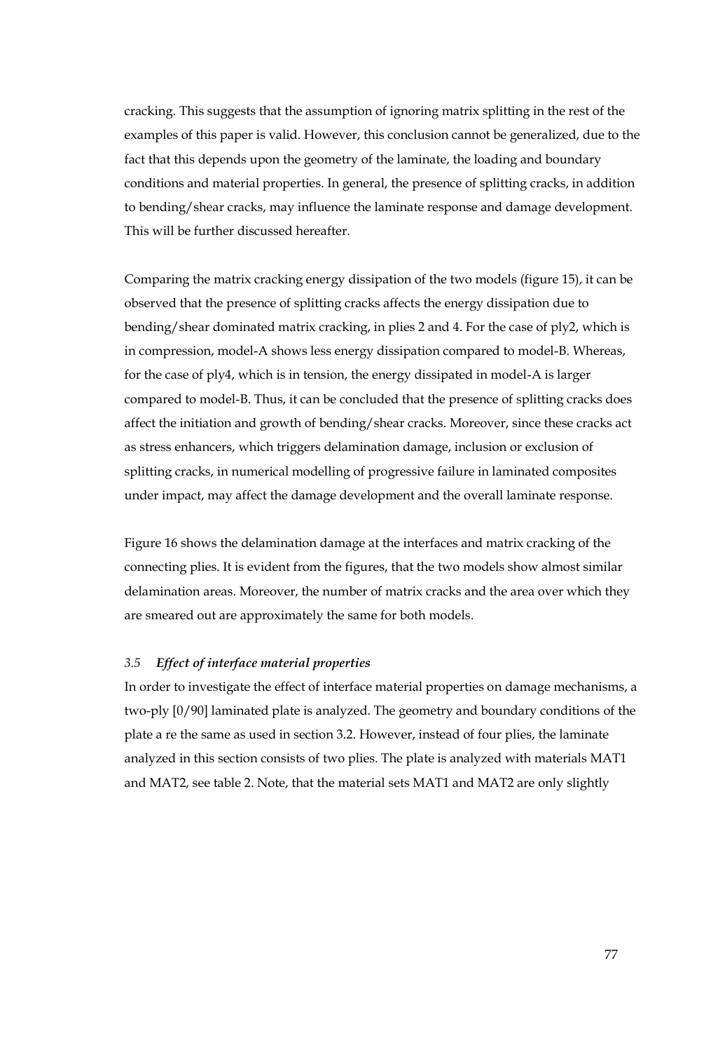cracking. This suggests that the assumption of ignoring matrix splitting in the rest of the examples of this paper is valid. However, this conclusion cannot be generalized, due to the fact that this depends upon the geometry of the laminate, the loading and boundary conditions and material properties. In general, the presence of splitting cracks, in addition to bending/shear cracks, may influence the laminate response and damage development. This will be further discussed hereafter.

Comparing the matrix cracking energy dissipation of the two models (figure 15), it can be observed that the presence of splitting cracks affects the energy dissipation due to bending/shear dominated matrix cracking, in plies 2 and 4. For the case of ply2, which is in compression, model-A shows less energy dissipation compared to model-B. Whereas, for the case of ply4, which is in tension, the energy dissipated in model-A is larger compared to model-B. Thus, it can be concluded that the presence of splitting cracks does affect the initiation and growth of bending/shear cracks. Moreover, since these cracks act as stress enhancers, which triggers delamination damage, inclusion or exclusion of splitting cracks, in numerical modelling of progressive failure in laminated composites under impact, may affect the damage development and the overall laminate response.

Figure 16 shows the delamination damage at the interfaces and matrix cracking of the connecting plies. It is evident from the figures, that the two models show almost similar delamination areas. Moreover, the number of matrix cracks and the area over which they are smeared out are approximately the same for both models.

### *3.5 Effect of interface material properties*

In order to investigate the effect of interface material properties on damage mechanisms, a two-ply [0/90] laminated plate is analyzed. The geometry and boundary conditions of the plate a re the same as used in section 3.2. However, instead of four plies, the laminate analyzed in this section consists of two plies. The plate is analyzed with materials MAT1 and MAT2, see table 2. Note, that the material sets MAT1 and MAT2 are only slightly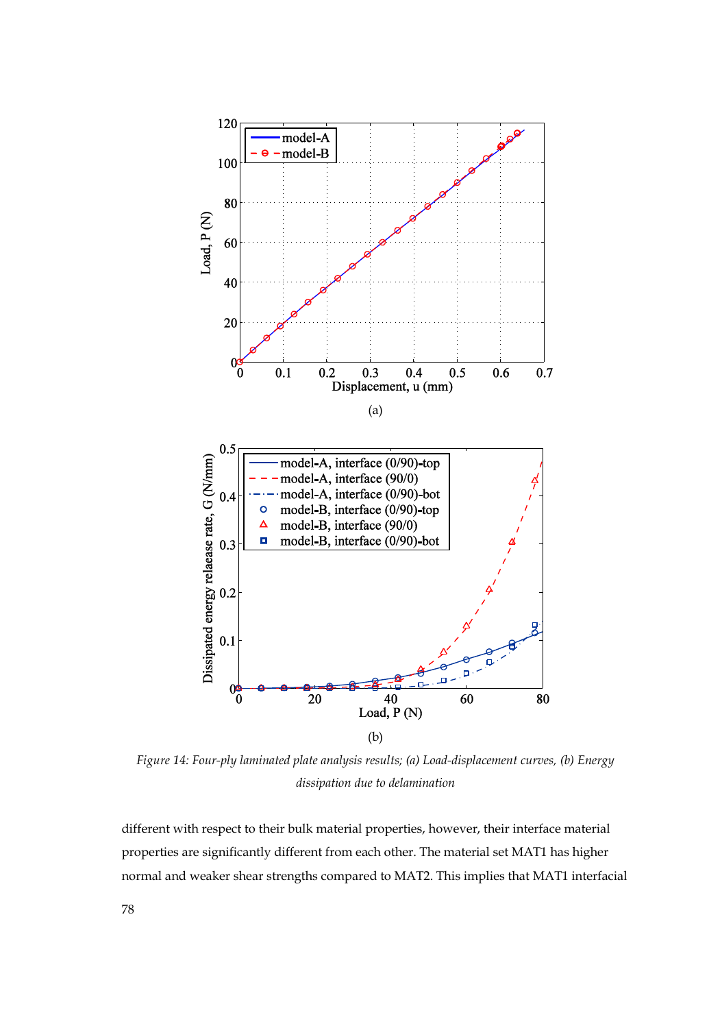(a)

(b)

*Figure 14: Four-ply laminated plate analysis results; (a) Load-displacement curves, (b) Energy dissipation due to delamination*

different with respect to their bulk material properties, however, their interface material properties are significantly different from each other. The material set MAT1 has higher normal and weaker shear strengths compared to MAT2. This implies that MAT1 interfacial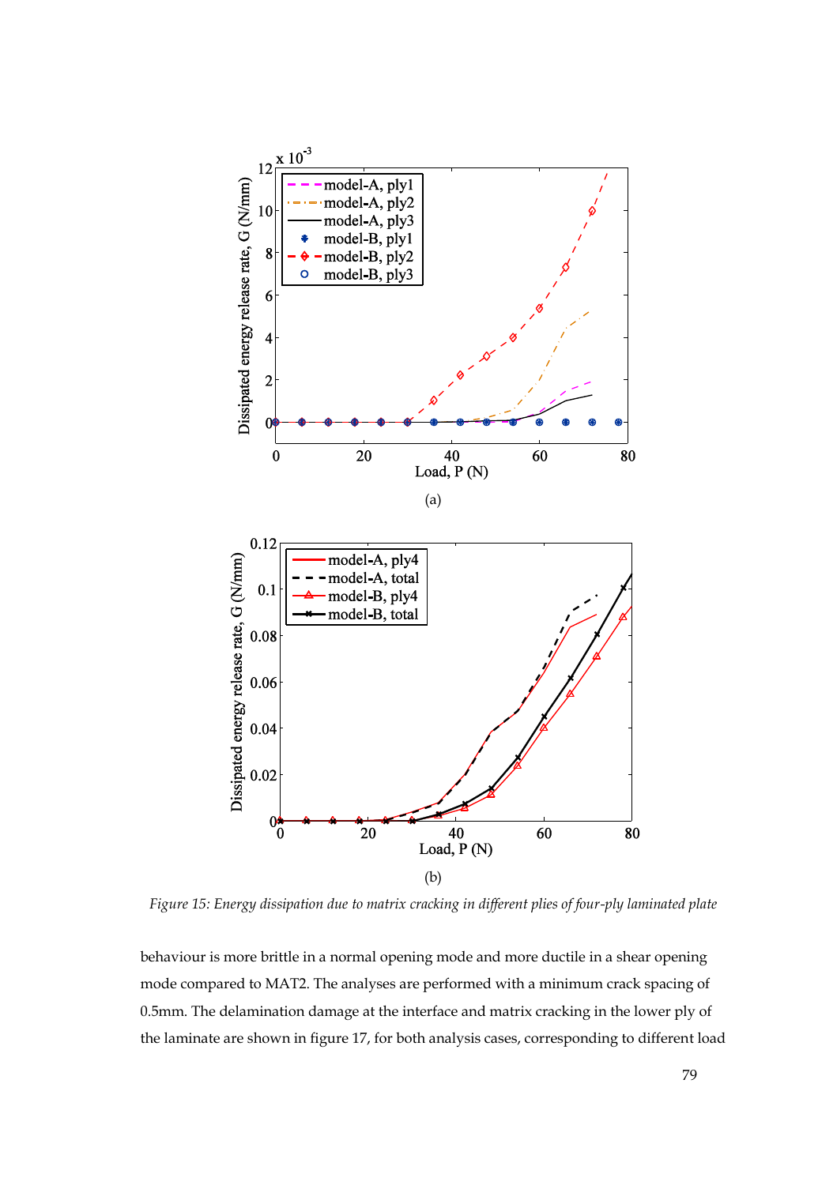(a)

(b)

*Figure 15: Energy dissipation due to matrix cracking in different plies of four-ply laminated plate*

behaviour is more brittle in a normal opening mode and more ductile in a shear opening mode compared to MAT2. The analyses are performed with a minimum crack spacing of 0.5mm. The delamination damage at the interface and matrix cracking in the lower ply of the laminate are shown in figure 17, for both analysis cases, corresponding to different load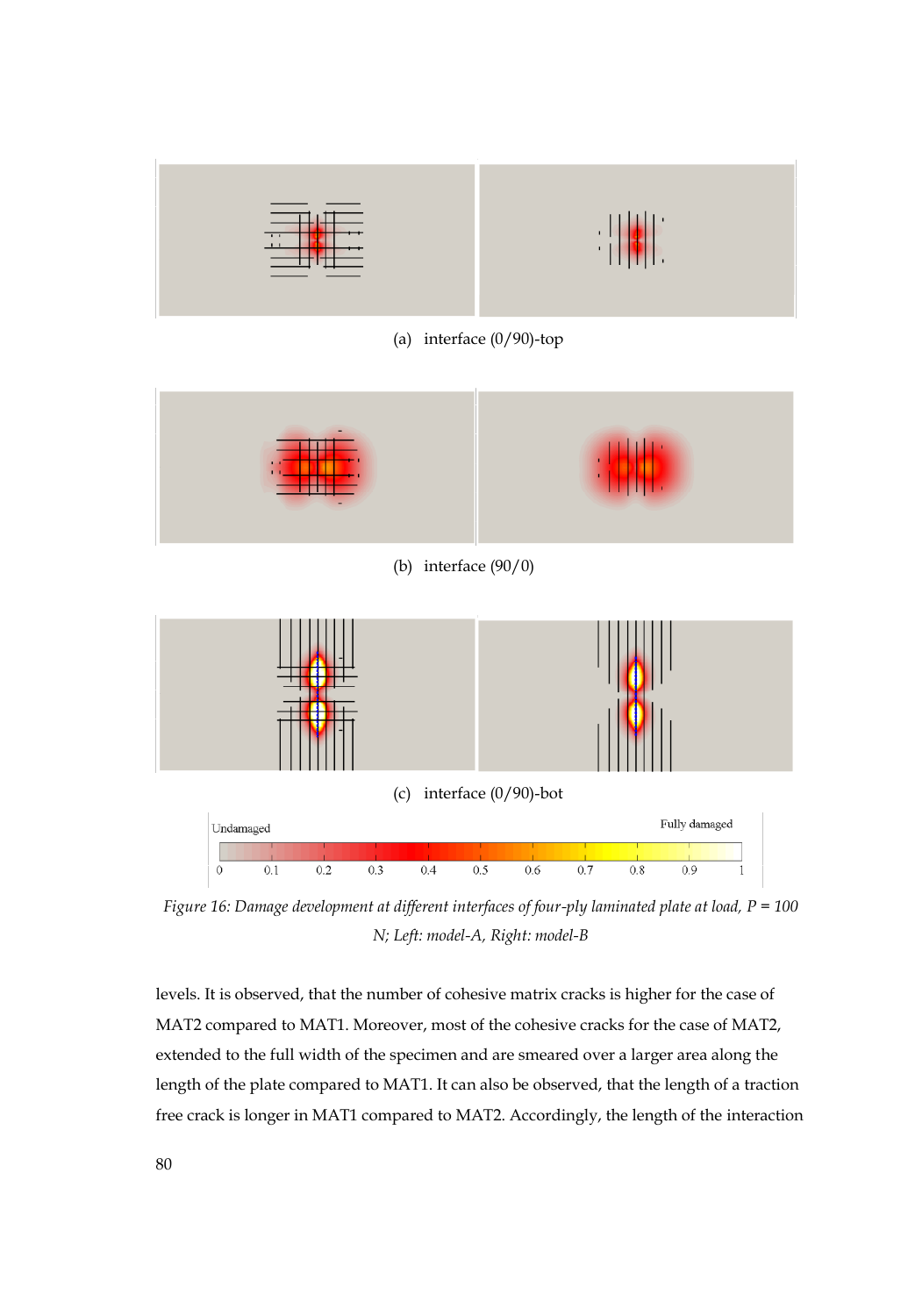(a) interface (0/90)-top

(b) interface (90/0)

(c) interface (0/90)-bot

Undamaged — Fully damaged

0 0.1 0.2 0.3 0.4 0.5 0.6 0.7 0.8 0.9 1

*Figure 16: Damage development at different interfaces of four-ply laminated plate at load, P = 100 N; Left: model-A, Right: model-B*

levels. It is observed, that the number of cohesive matrix cracks is higher for the case of MAT2 compared to MAT1. Moreover, most of the cohesive cracks for the case of MAT2, extended to the full width of the specimen and are smeared over a larger area along the length of the plate compared to MAT1. It can also be observed, that the length of a traction free crack is longer in MAT1 compared to MAT2. Accordingly, the length of the interaction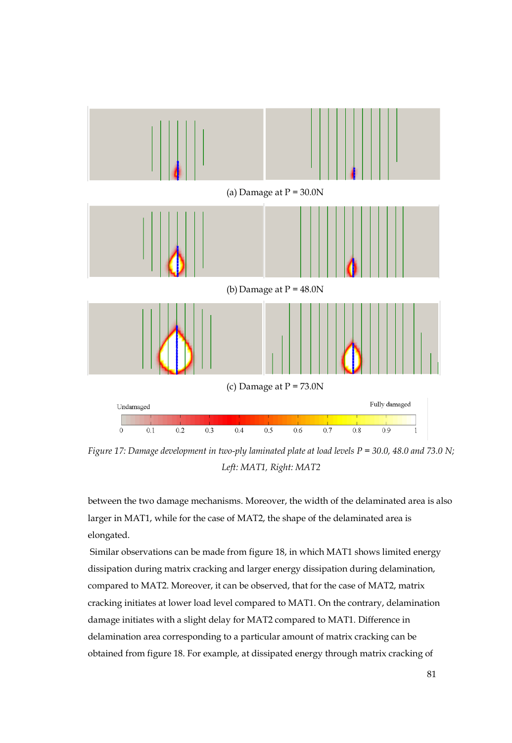(a) Damage at P = 30.0N

(b) Damage at P = 48.0N

(c) Damage at P = 73.0N

Undamaged Fully damaged

0 0.1 0.2 0.3 0.4 0.5 0.6 0.7 0.8 0.9 1

*Figure 17: Damage development in two-ply laminated plate at load levels P = 30.0, 48.0 and 73.0 N; Left: MAT1, Right: MAT2*

between the two damage mechanisms. Moreover, the width of the delaminated area is also larger in MAT1, while for the case of MAT2, the shape of the delaminated area is elongated.

Similar observations can be made from figure 18, in which MAT1 shows limited energy dissipation during matrix cracking and larger energy dissipation during delamination, compared to MAT2. Moreover, it can be observed, that for the case of MAT2, matrix cracking initiates at lower load level compared to MAT1. On the contrary, delamination damage initiates with a slight delay for MAT2 compared to MAT1. Difference in delamination area corresponding to a particular amount of matrix cracking can be obtained from figure 18. For example, at dissipated energy through matrix cracking of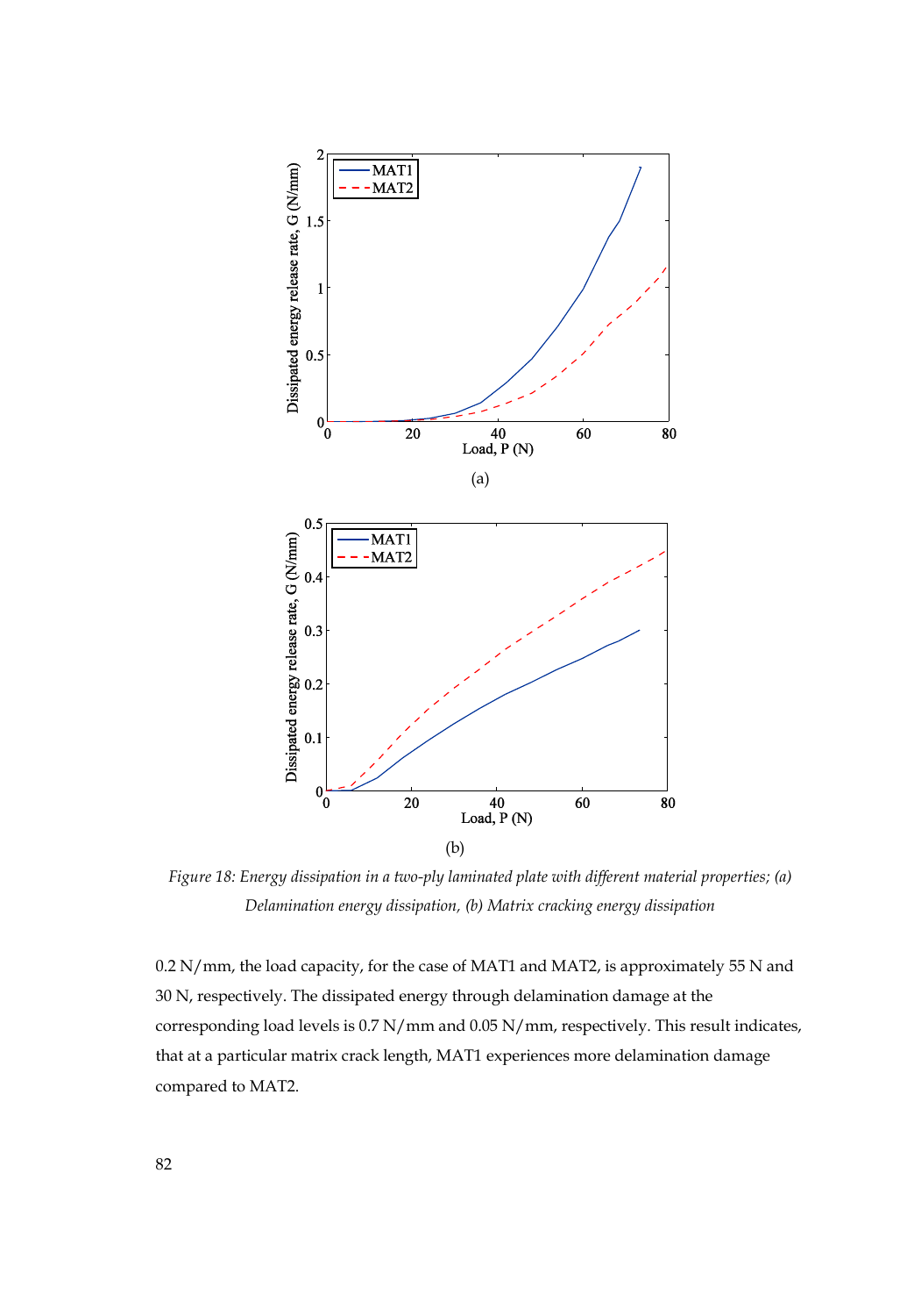(a)

(b)

*Figure 18: Energy dissipation in a two-ply laminated plate with different material properties; (a) Delamination energy dissipation, (b) Matrix cracking energy dissipation*

0.2 N/mm, the load capacity, for the case of MAT1 and MAT2, is approximately 55 N and 30 N, respectively. The dissipated energy through delamination damage at the corresponding load levels is 0.7 N/mm and 0.05 N/mm, respectively. This result indicates, that at a particular matrix crack length, MAT1 experiences more delamination damage compared to MAT2.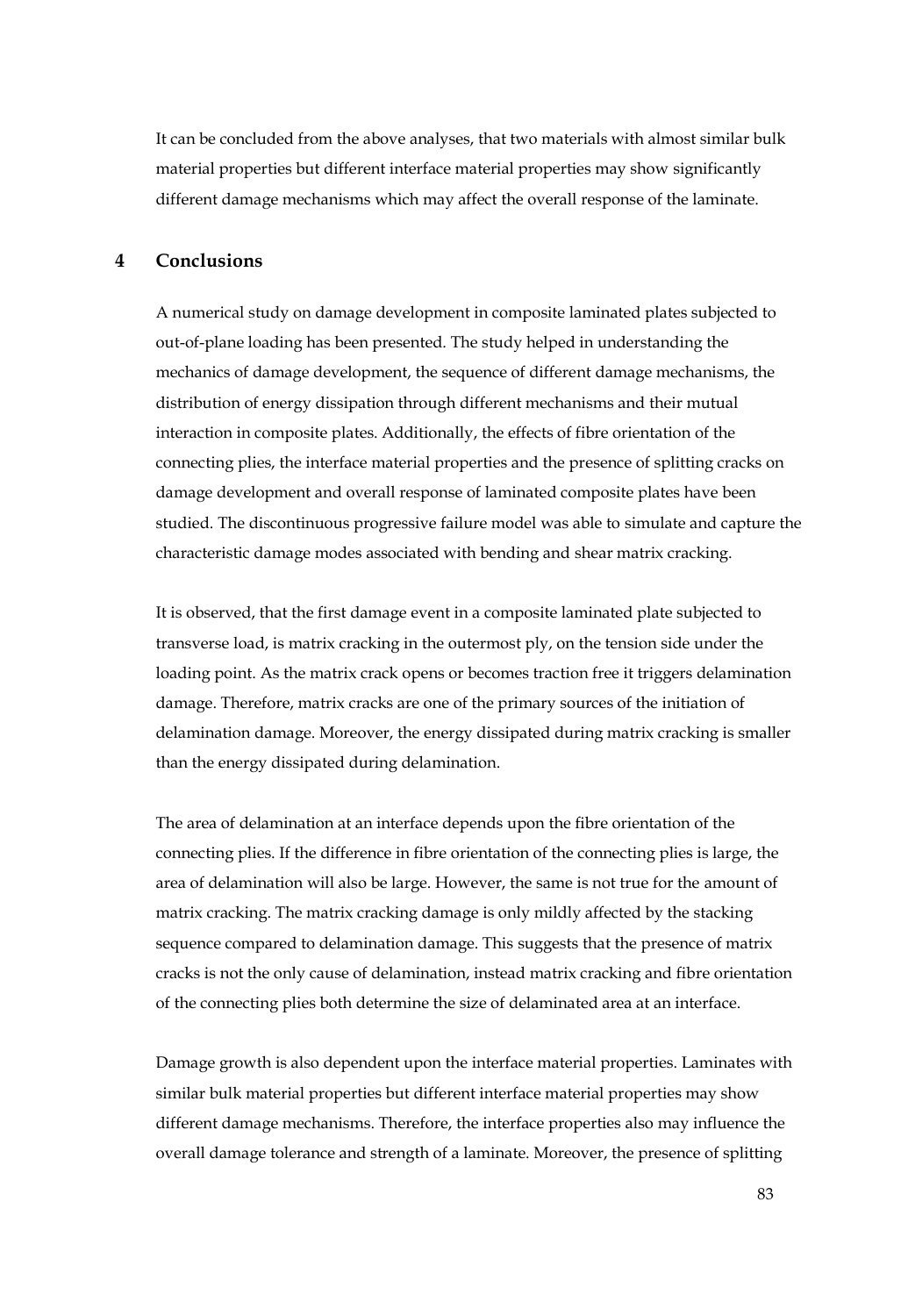It can be concluded from the above analyses, that two materials with almost similar bulk material properties but different interface material properties may show significantly different damage mechanisms which may affect the overall response of the laminate.

## 4 Conclusions

A numerical study on damage development in composite laminated plates subjected to out-of-plane loading has been presented. The study helped in understanding the mechanics of damage development, the sequence of different damage mechanisms, the distribution of energy dissipation through different mechanisms and their mutual interaction in composite plates. Additionally, the effects of fibre orientation of the connecting plies, the interface material properties and the presence of splitting cracks on damage development and overall response of laminated composite plates have been studied. The discontinuous progressive failure model was able to simulate and capture the characteristic damage modes associated with bending and shear matrix cracking.

It is observed, that the first damage event in a composite laminated plate subjected to transverse load, is matrix cracking in the outermost ply, on the tension side under the loading point. As the matrix crack opens or becomes traction free it triggers delamination damage. Therefore, matrix cracks are one of the primary sources of the initiation of delamination damage. Moreover, the energy dissipated during matrix cracking is smaller than the energy dissipated during delamination.

The area of delamination at an interface depends upon the fibre orientation of the connecting plies. If the difference in fibre orientation of the connecting plies is large, the area of delamination will also be large. However, the same is not true for the amount of matrix cracking. The matrix cracking damage is only mildly affected by the stacking sequence compared to delamination damage. This suggests that the presence of matrix cracks is not the only cause of delamination, instead matrix cracking and fibre orientation of the connecting plies both determine the size of delaminated area at an interface.

Damage growth is also dependent upon the interface material properties. Laminates with similar bulk material properties but different interface material properties may show different damage mechanisms. Therefore, the interface properties also may influence the overall damage tolerance and strength of a laminate. Moreover, the presence of splitting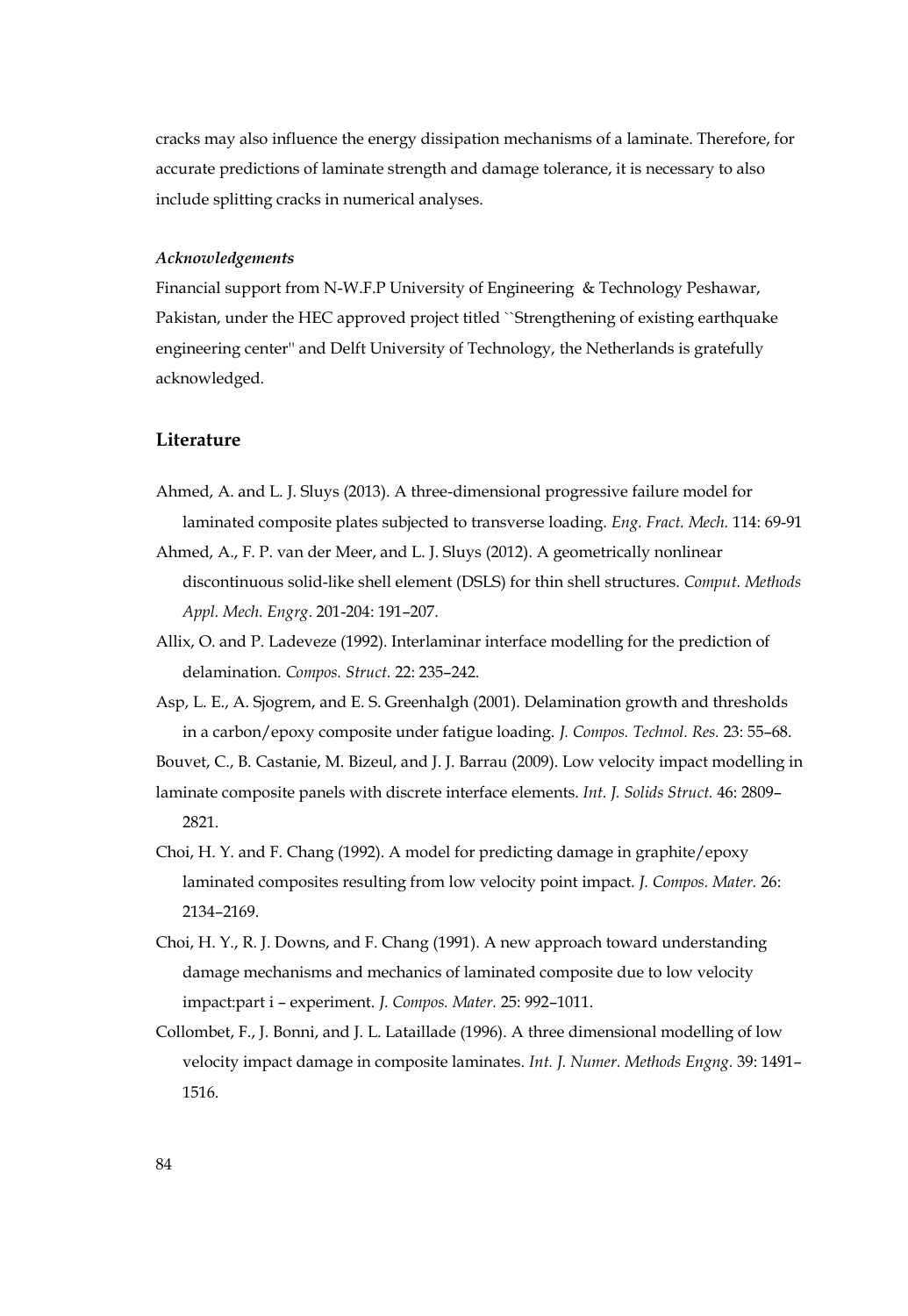cracks may also influence the energy dissipation mechanisms of a laminate. Therefore, for accurate predictions of laminate strength and damage tolerance, it is necessary to also include splitting cracks in numerical analyses.

***Acknowledgements***

Financial support from N-W.F.P University of Engineering & Technology Peshawar, Pakistan, under the HEC approved project titled ``Strengthening of existing earthquake engineering center'' and Delft University of Technology, the Netherlands is gratefully acknowledged.

## Literature

Ahmed, A. and L. J. Sluys (2013). A three-dimensional progressive failure model for laminated composite plates subjected to transverse loading. *Eng. Fract. Mech.* 114: 69-91

Ahmed, A., F. P. van der Meer, and L. J. Sluys (2012). A geometrically nonlinear discontinuous solid-like shell element (DSLS) for thin shell structures. *Comput. Methods Appl. Mech. Engrg*. 201-204: 191–207.

Allix, O. and P. Ladeveze (1992). Interlaminar interface modelling for the prediction of delamination. *Compos. Struct.* 22: 235–242.

Asp, L. E., A. Sjogrem, and E. S. Greenhalgh (2001). Delamination growth and thresholds in a carbon/epoxy composite under fatigue loading. *J. Compos. Technol. Res.* 23: 55–68.

Bouvet, C., B. Castanie, M. Bizeul, and J. J. Barrau (2009). Low velocity impact modelling in laminate composite panels with discrete interface elements. *Int. J. Solids Struct.* 46: 2809–2821.

Choi, H. Y. and F. Chang (1992). A model for predicting damage in graphite/epoxy laminated composites resulting from low velocity point impact. *J. Compos. Mater.* 26: 2134–2169.

Choi, H. Y., R. J. Downs, and F. Chang (1991). A new approach toward understanding damage mechanisms and mechanics of laminated composite due to low velocity impact:part i – experiment. *J. Compos. Mater.* 25: 992–1011.

Collombet, F., J. Bonni, and J. L. Lataillade (1996). A three dimensional modelling of low velocity impact damage in composite laminates. *Int. J. Numer. Methods Engng.* 39: 1491–1516.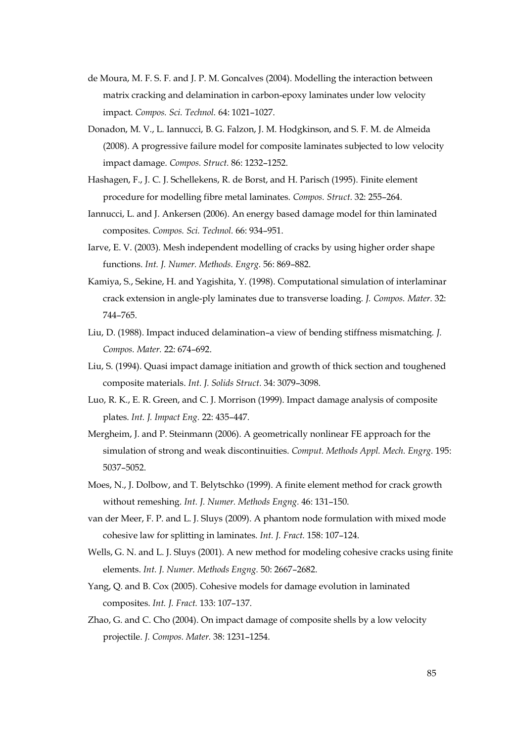de Moura, M. F. S. F. and J. P. M. Goncalves (2004). Modelling the interaction between matrix cracking and delamination in carbon-epoxy laminates under low velocity impact. *Compos. Sci. Technol.* 64: 1021–1027.

Donadon, M. V., L. Iannucci, B. G. Falzon, J. M. Hodgkinson, and S. F. M. de Almeida (2008). A progressive failure model for composite laminates subjected to low velocity impact damage. *Compos. Struct.* 86: 1232–1252.

Hashagen, F., J. C. J. Schellekens, R. de Borst, and H. Parisch (1995). Finite element procedure for modelling fibre metal laminates. *Compos. Struct.* 32: 255–264.

Iannucci, L. and J. Ankersen (2006). An energy based damage model for thin laminated composites. *Compos. Sci. Technol.* 66: 934–951.

Iarve, E. V. (2003). Mesh independent modelling of cracks by using higher order shape functions. *Int. J. Numer. Methods. Engrg.* 56: 869–882.

Kamiya, S., Sekine, H. and Yagishita, Y. (1998). Computational simulation of interlaminar crack extension in angle-ply laminates due to transverse loading. *J. Compos. Mater.* 32: 744–765.

Liu, D. (1988). Impact induced delamination–a view of bending stiffness mismatching. *J. Compos. Mater.* 22: 674–692.

Liu, S. (1994). Quasi impact damage initiation and growth of thick section and toughened composite materials. *Int. J. Solids Struct.* 34: 3079–3098.

Luo, R. K., E. R. Green, and C. J. Morrison (1999). Impact damage analysis of composite plates. *Int. J. Impact Eng.* 22: 435–447.

Mergheim, J. and P. Steinmann (2006). A geometrically nonlinear FE approach for the simulation of strong and weak discontinuities. *Comput. Methods Appl. Mech. Engrg.* 195: 5037–5052.

Moes, N., J. Dolbow, and T. Belytschko (1999). A finite element method for crack growth without remeshing. *Int. J. Numer. Methods Engng.* 46: 131–150.

van der Meer, F. P. and L. J. Sluys (2009). A phantom node formulation with mixed mode cohesive law for splitting in laminates. *Int. J. Fract.* 158: 107–124.

Wells, G. N. and L. J. Sluys (2001). A new method for modeling cohesive cracks using finite elements. *Int. J. Numer. Methods Engng.* 50: 2667–2682.

Yang, Q. and B. Cox (2005). Cohesive models for damage evolution in laminated composites. *Int. J. Fract.* 133: 107–137.

Zhao, G. and C. Cho (2004). On impact damage of composite shells by a low velocity projectile. *J. Compos. Mater.* 38: 1231–1254.